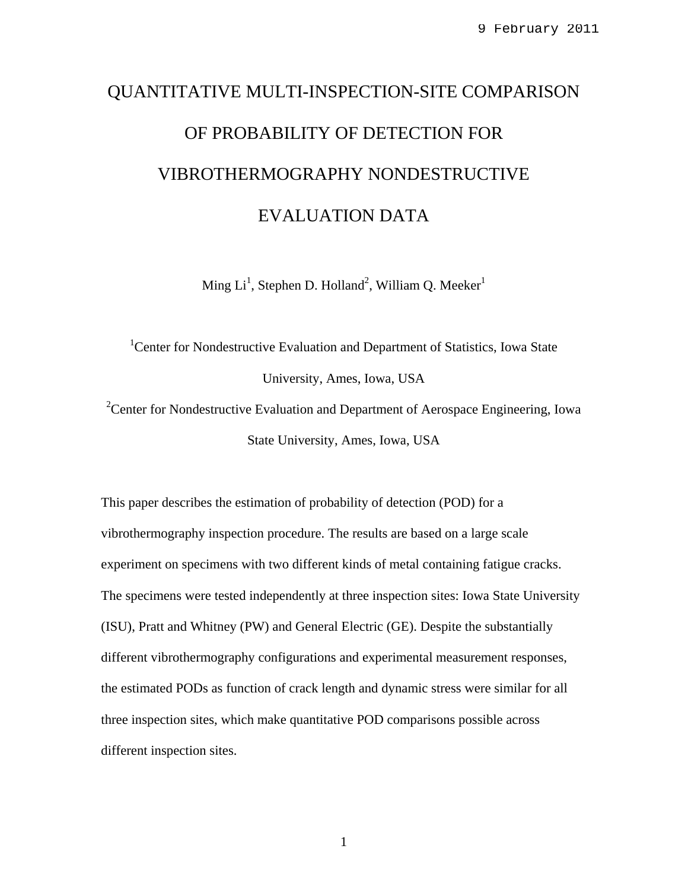9 February 2011

# QUANTITATIVE MULTI-INSPECTION-SITE COMPARISON OF PROBABILITY OF DETECTION FOR VIBROTHERMOGRAPHY NONDESTRUCTIVE EVALUATION DATA

Ming Li[1], Stephen D. Holland[2], William Q. Meeker[1]

[1]Center for Nondestructive Evaluation and Department of Statistics, Iowa State University, Ames, Iowa, USA

[2]Center for Nondestructive Evaluation and Department of Aerospace Engineering, Iowa State University, Ames, Iowa, USA

This paper describes the estimation of probability of detection (POD) for a vibrothermography inspection procedure. The results are based on a large scale experiment on specimens with two different kinds of metal containing fatigue cracks. The specimens were tested independently at three inspection sites: Iowa State University (ISU), Pratt and Whitney (PW) and General Electric (GE). Despite the substantially different vibrothermography configurations and experimental measurement responses, the estimated PODs as function of crack length and dynamic stress were similar for all three inspection sites, which make quantitative POD comparisons possible across different inspection sites.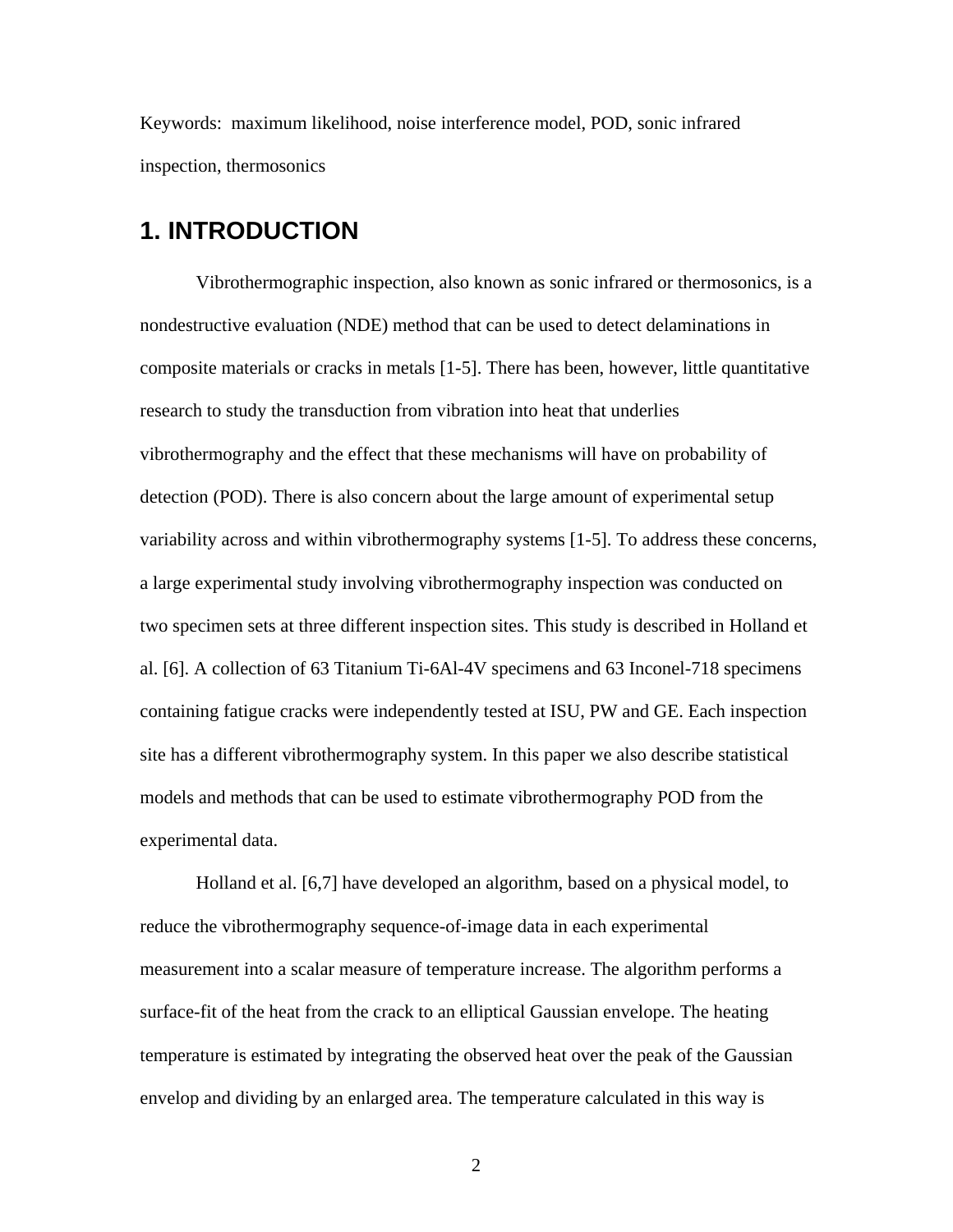Keywords: maximum likelihood, noise interference model, POD, sonic infrared inspection, thermosonics

# 1. INTRODUCTION

Vibrothermographic inspection, also known as sonic infrared or thermosonics, is a nondestructive evaluation (NDE) method that can be used to detect delaminations in composite materials or cracks in metals [1-5]. There has been, however, little quantitative research to study the transduction from vibration into heat that underlies vibrothermography and the effect that these mechanisms will have on probability of detection (POD). There is also concern about the large amount of experimental setup variability across and within vibrothermography systems [1-5]. To address these concerns, a large experimental study involving vibrothermography inspection was conducted on two specimen sets at three different inspection sites. This study is described in Holland et al. [6]. A collection of 63 Titanium Ti-6Al-4V specimens and 63 Inconel-718 specimens containing fatigue cracks were independently tested at ISU, PW and GE. Each inspection site has a different vibrothermography system. In this paper we also describe statistical models and methods that can be used to estimate vibrothermography POD from the experimental data.

Holland et al. [6,7] have developed an algorithm, based on a physical model, to reduce the vibrothermography sequence-of-image data in each experimental measurement into a scalar measure of temperature increase. The algorithm performs a surface-fit of the heat from the crack to an elliptical Gaussian envelope. The heating temperature is estimated by integrating the observed heat over the peak of the Gaussian envelop and dividing by an enlarged area. The temperature calculated in this way is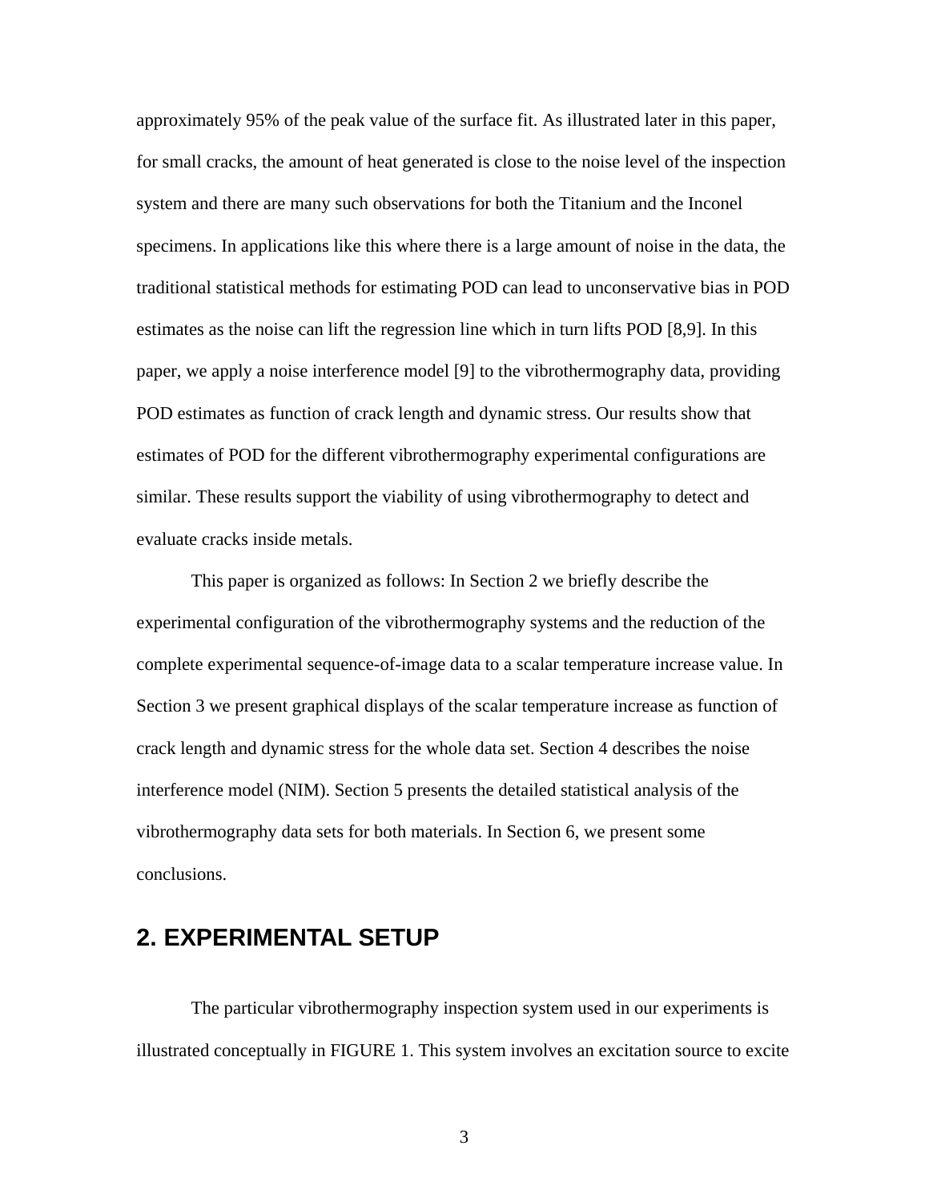approximately 95% of the peak value of the surface fit. As illustrated later in this paper, for small cracks, the amount of heat generated is close to the noise level of the inspection system and there are many such observations for both the Titanium and the Inconel specimens. In applications like this where there is a large amount of noise in the data, the traditional statistical methods for estimating POD can lead to unconservative bias in POD estimates as the noise can lift the regression line which in turn lifts POD [8,9]. In this paper, we apply a noise interference model [9] to the vibrothermography data, providing POD estimates as function of crack length and dynamic stress. Our results show that estimates of POD for the different vibrothermography experimental configurations are similar. These results support the viability of using vibrothermography to detect and evaluate cracks inside metals.

This paper is organized as follows: In Section 2 we briefly describe the experimental configuration of the vibrothermography systems and the reduction of the complete experimental sequence-of-image data to a scalar temperature increase value. In Section 3 we present graphical displays of the scalar temperature increase as function of crack length and dynamic stress for the whole data set. Section 4 describes the noise interference model (NIM). Section 5 presents the detailed statistical analysis of the vibrothermography data sets for both materials. In Section 6, we present some conclusions.

## 2. EXPERIMENTAL SETUP

The particular vibrothermography inspection system used in our experiments is illustrated conceptually in FIGURE 1. This system involves an excitation source to excite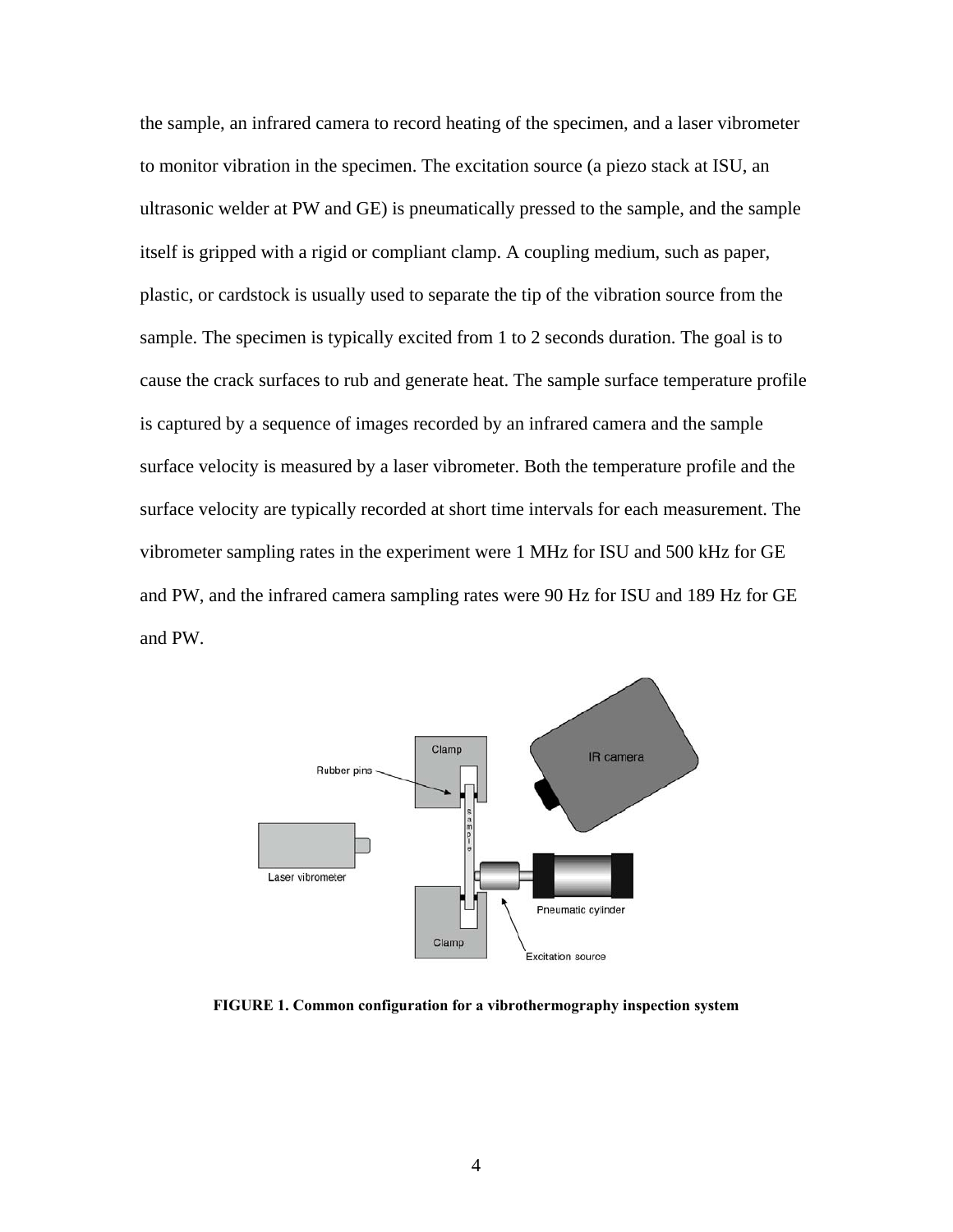the sample, an infrared camera to record heating of the specimen, and a laser vibrometer to monitor vibration in the specimen. The excitation source (a piezo stack at ISU, an ultrasonic welder at PW and GE) is pneumatically pressed to the sample, and the sample itself is gripped with a rigid or compliant clamp. A coupling medium, such as paper, plastic, or cardstock is usually used to separate the tip of the vibration source from the sample. The specimen is typically excited from 1 to 2 seconds duration. The goal is to cause the crack surfaces to rub and generate heat. The sample surface temperature profile is captured by a sequence of images recorded by an infrared camera and the sample surface velocity is measured by a laser vibrometer. Both the temperature profile and the surface velocity are typically recorded at short time intervals for each measurement. The vibrometer sampling rates in the experiment were 1 MHz for ISU and 500 kHz for GE and PW, and the infrared camera sampling rates were 90 Hz for ISU and 189 Hz for GE and PW.

**FIGURE 1. Common configuration for a vibrothermography inspection system**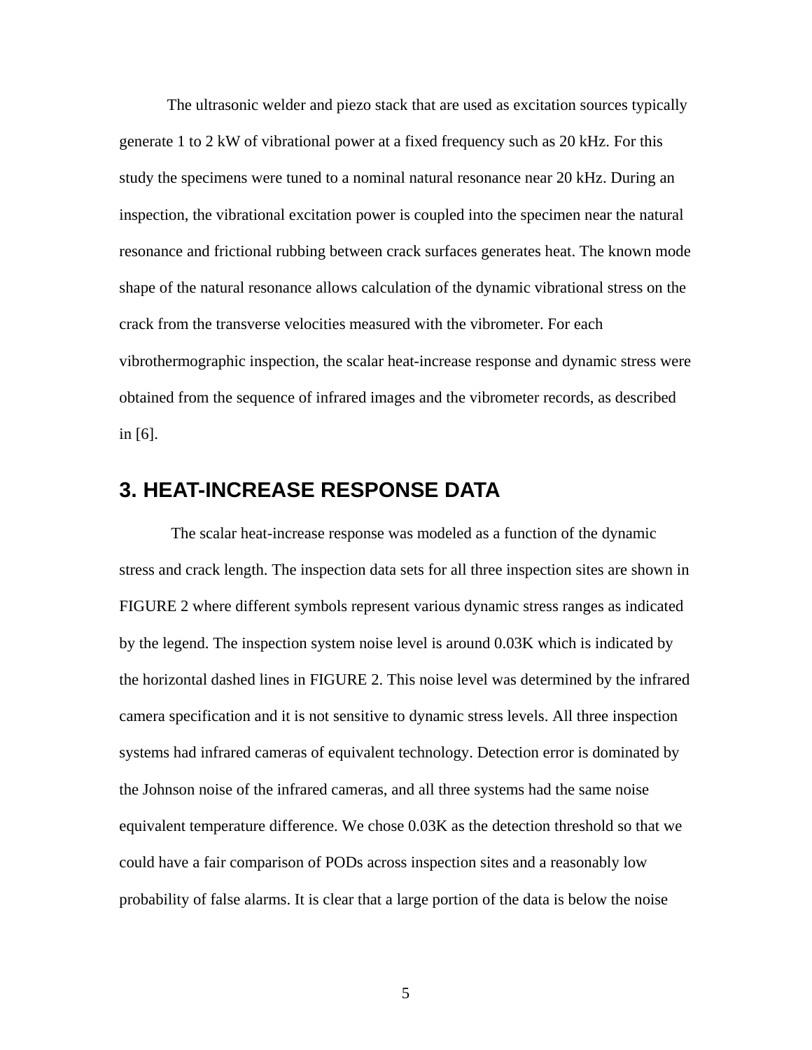The ultrasonic welder and piezo stack that are used as excitation sources typically generate 1 to 2 kW of vibrational power at a fixed frequency such as 20 kHz. For this study the specimens were tuned to a nominal natural resonance near 20 kHz. During an inspection, the vibrational excitation power is coupled into the specimen near the natural resonance and frictional rubbing between crack surfaces generates heat. The known mode shape of the natural resonance allows calculation of the dynamic vibrational stress on the crack from the transverse velocities measured with the vibrometer. For each vibrothermographic inspection, the scalar heat-increase response and dynamic stress were obtained from the sequence of infrared images and the vibrometer records, as described in [6].

## 3. HEAT-INCREASE RESPONSE DATA

The scalar heat-increase response was modeled as a function of the dynamic stress and crack length. The inspection data sets for all three inspection sites are shown in FIGURE 2 where different symbols represent various dynamic stress ranges as indicated by the legend. The inspection system noise level is around 0.03K which is indicated by the horizontal dashed lines in FIGURE 2. This noise level was determined by the infrared camera specification and it is not sensitive to dynamic stress levels. All three inspection systems had infrared cameras of equivalent technology. Detection error is dominated by the Johnson noise of the infrared cameras, and all three systems had the same noise equivalent temperature difference. We chose 0.03K as the detection threshold so that we could have a fair comparison of PODs across inspection sites and a reasonably low probability of false alarms. It is clear that a large portion of the data is below the noise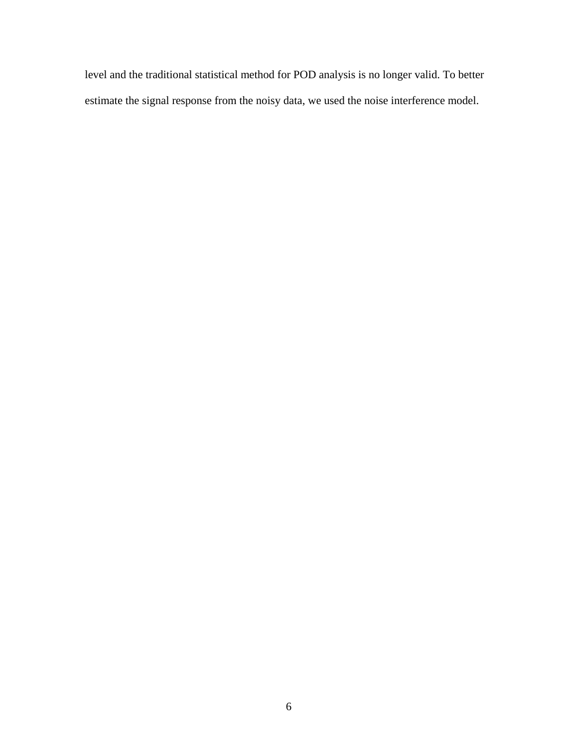level and the traditional statistical method for POD analysis is no longer valid. To better estimate the signal response from the noisy data, we used the noise interference model.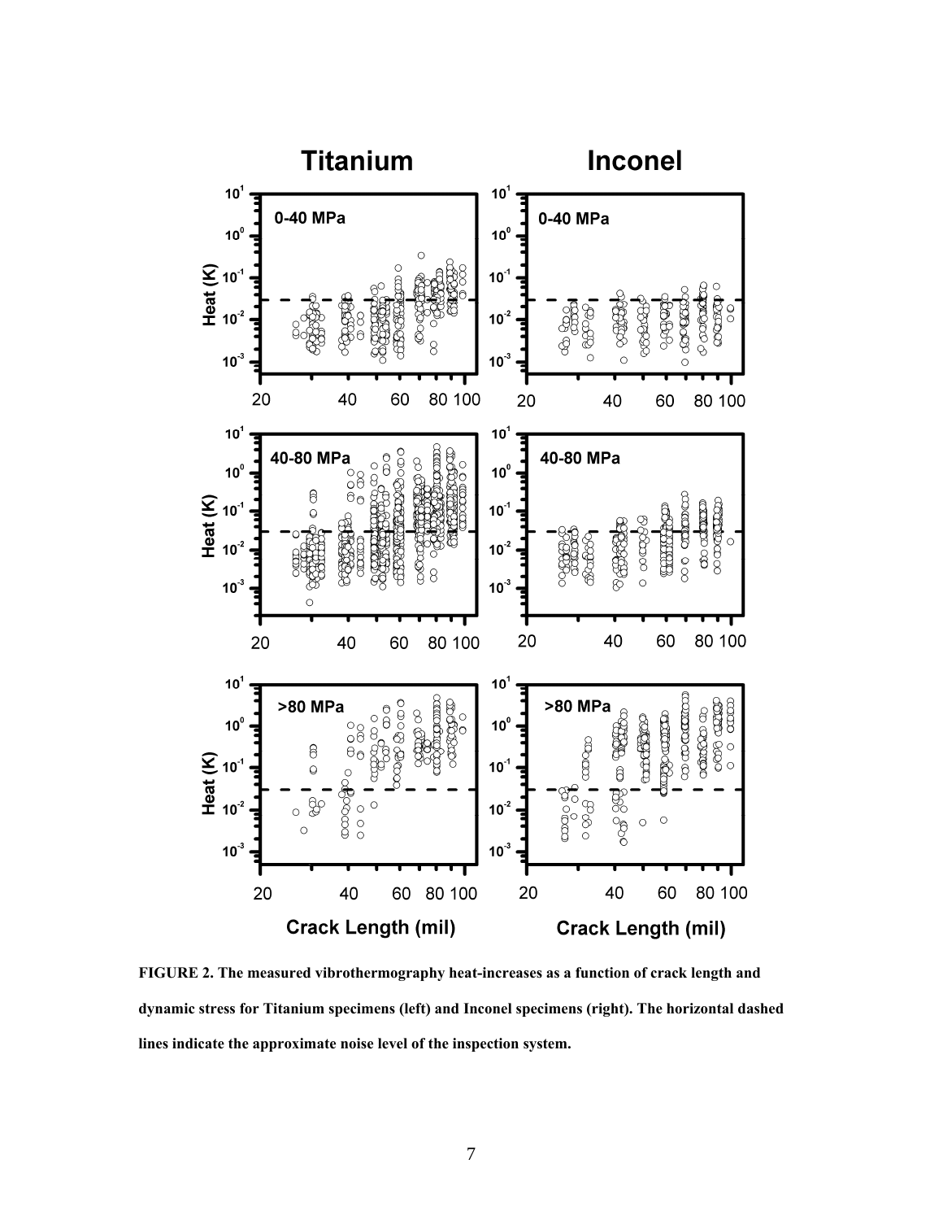**FIGURE 2. The measured vibrothermography heat-increases as a function of crack length and dynamic stress for Titanium specimens (left) and Inconel specimens (right). The horizontal dashed lines indicate the approximate noise level of the inspection system.**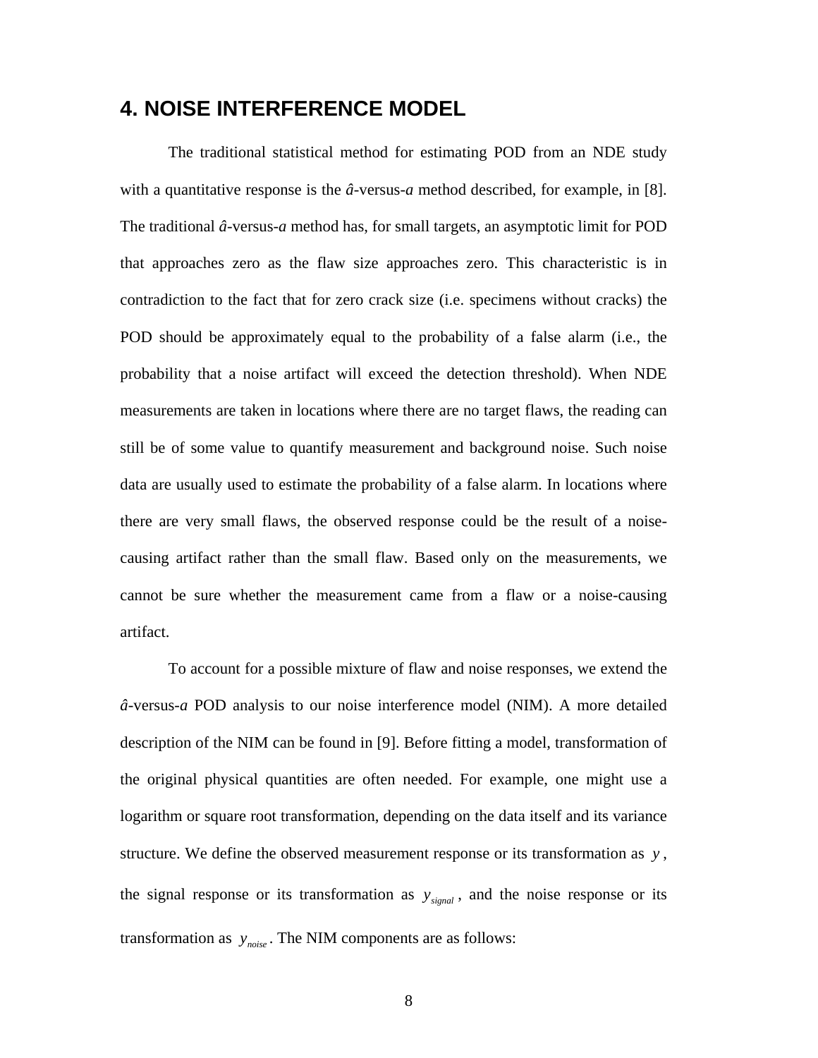# 4. NOISE INTERFERENCE MODEL

The traditional statistical method for estimating POD from an NDE study with a quantitative response is the *â*-versus-*a* method described, for example, in [8]. The traditional *â*-versus-*a* method has, for small targets, an asymptotic limit for POD that approaches zero as the flaw size approaches zero. This characteristic is in contradiction to the fact that for zero crack size (i.e. specimens without cracks) the POD should be approximately equal to the probability of a false alarm (i.e., the probability that a noise artifact will exceed the detection threshold). When NDE measurements are taken in locations where there are no target flaws, the reading can still be of some value to quantify measurement and background noise. Such noise data are usually used to estimate the probability of a false alarm. In locations where there are very small flaws, the observed response could be the result of a noise-causing artifact rather than the small flaw. Based only on the measurements, we cannot be sure whether the measurement came from a flaw or a noise-causing artifact.

To account for a possible mixture of flaw and noise responses, we extend the *â*-versus-*a* POD analysis to our noise interference model (NIM). A more detailed description of the NIM can be found in [9]. Before fitting a model, transformation of the original physical quantities are often needed. For example, one might use a logarithm or square root transformation, depending on the data itself and its variance structure. We define the observed measurement response or its transformation as $y$, the signal response or its transformation as $y_{signal}$, and the noise response or its transformation as $y_{noise}$. The NIM components are as follows: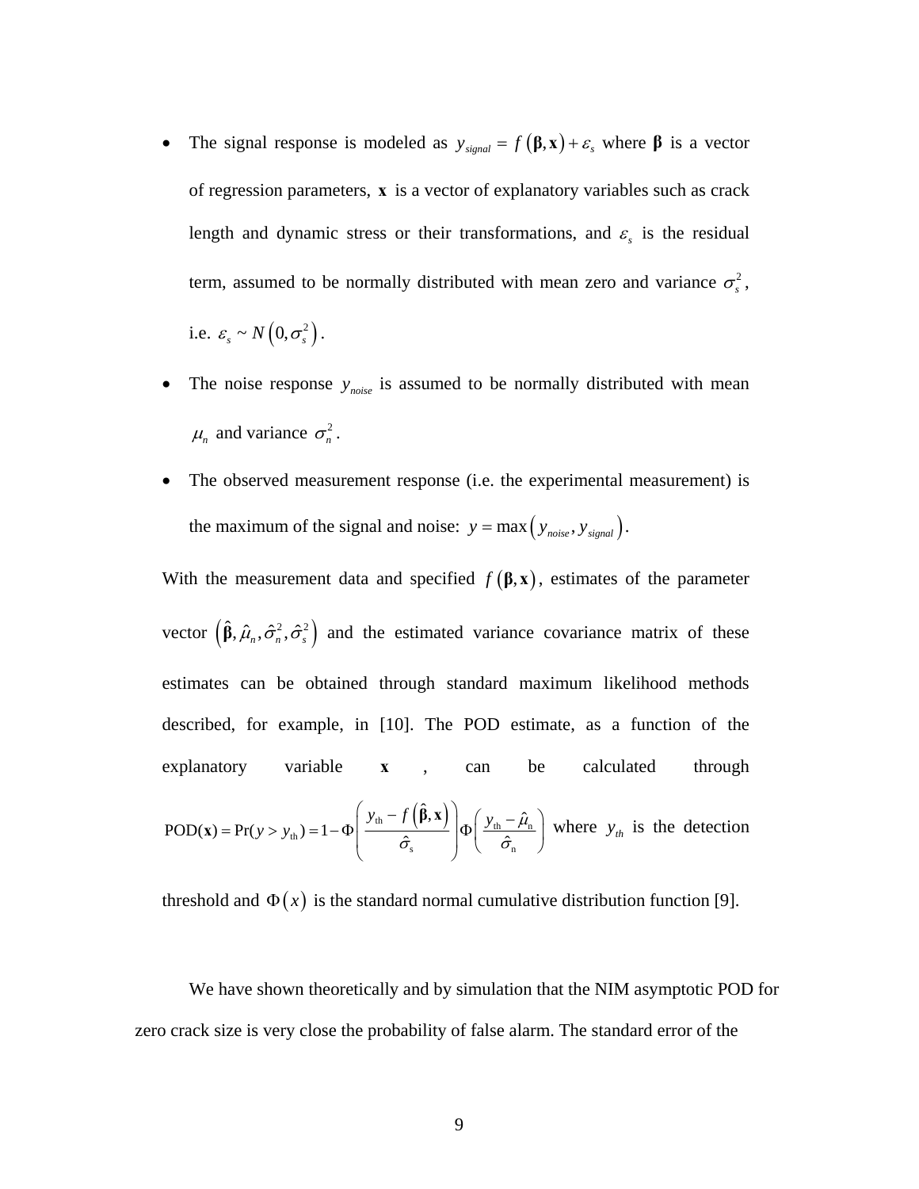- The signal response is modeled as $y_{signal} = f(\boldsymbol{\beta}, \mathbf{x}) + \varepsilon_s$ where $\boldsymbol{\beta}$ is a vector of regression parameters, $\mathbf{x}$ is a vector of explanatory variables such as crack length and dynamic stress or their transformations, and $\varepsilon_s$ is the residual term, assumed to be normally distributed with mean zero and variance $\sigma_s^2$, i.e. $\varepsilon_s \sim N(0, \sigma_s^2)$.
- The noise response $y_{noise}$ is assumed to be normally distributed with mean $\mu_n$ and variance $\sigma_n^2$.
- The observed measurement response (i.e. the experimental measurement) is the maximum of the signal and noise: $y = \max(y_{noise}, y_{signal})$.

With the measurement data and specified $f(\boldsymbol{\beta}, \mathbf{x})$, estimates of the parameter vector $(\hat{\boldsymbol{\beta}}, \hat{\mu}_n, \hat{\sigma}_n^2, \hat{\sigma}_s^2)$ and the estimated variance covariance matrix of these estimates can be obtained through standard maximum likelihood methods described, for example, in [10]. The POD estimate, as a function of the explanatory variable $\mathbf{x}$, can be calculated through $\text{POD}(\mathbf{x}) = \Pr(y > y_{\text{th}}) = 1 - \Phi\left(\frac{y_{\text{th}} - f(\hat{\boldsymbol{\beta}}, \mathbf{x})}{\hat{\sigma}_{\text{s}}}\right)\Phi\left(\frac{y_{\text{th}} - \hat{\mu}_{\text{n}}}{\hat{\sigma}_{\text{n}}}\right)$ where $y_{th}$ is the detection threshold and $\Phi(x)$ is the standard normal cumulative distribution function [9].

We have shown theoretically and by simulation that the NIM asymptotic POD for zero crack size is very close the probability of false alarm. The standard error of the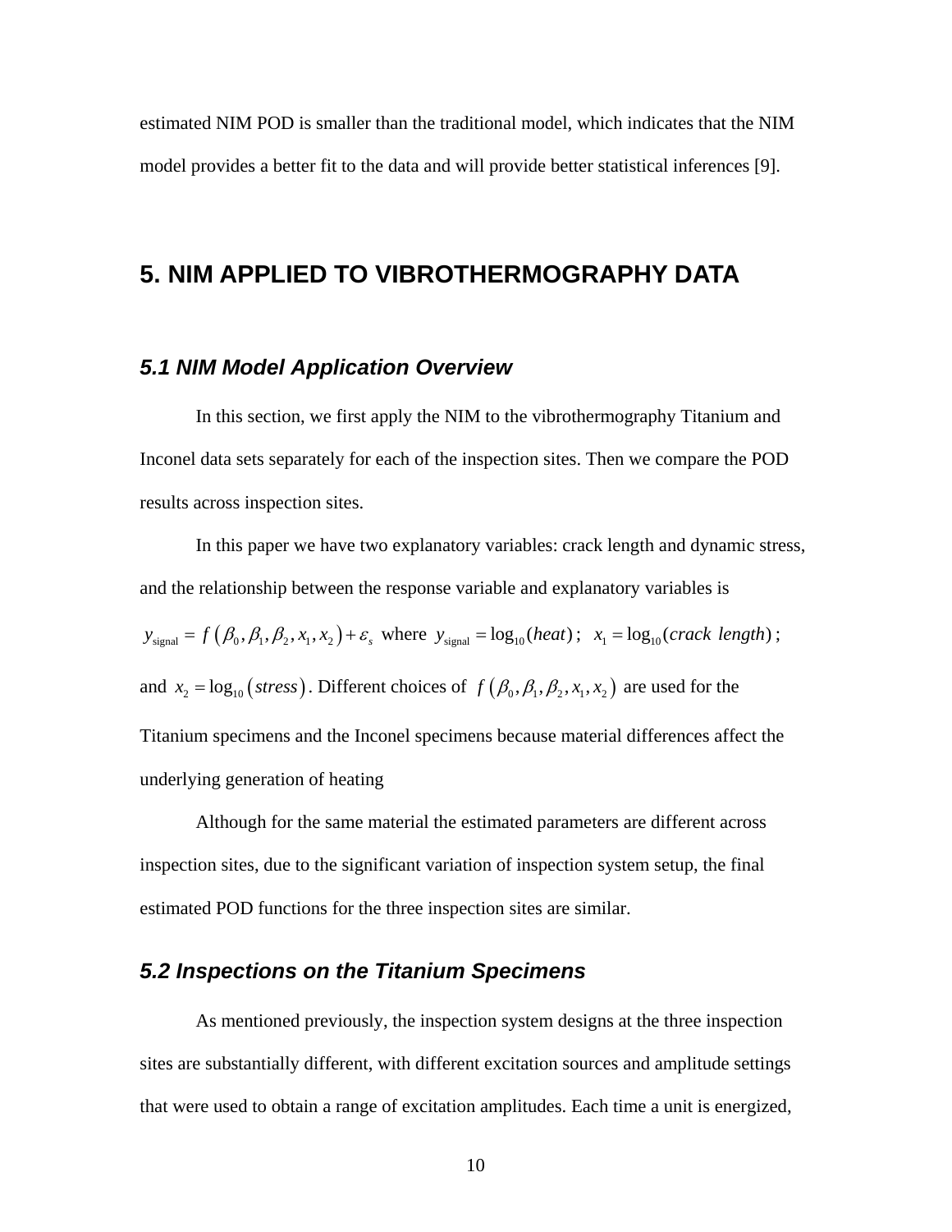estimated NIM POD is smaller than the traditional model, which indicates that the NIM model provides a better fit to the data and will provide better statistical inferences [9].

# 5. NIM APPLIED TO VIBROTHERMOGRAPHY DATA

## *5.1 NIM Model Application Overview*

In this section, we first apply the NIM to the vibrothermography Titanium and Inconel data sets separately for each of the inspection sites. Then we compare the POD results across inspection sites.

In this paper we have two explanatory variables: crack length and dynamic stress, and the relationship between the response variable and explanatory variables is $y_{\text{signal}} = f\left(\beta_0, \beta_1, \beta_2, x_1, x_2\right) + \varepsilon_s$ where $y_{\text{signal}} = \log_{10}(heat)$; $x_1 = \log_{10}(crack\ length)$; and $x_2 = \log_{10}\left(stress\right)$. Different choices of $f\left(\beta_0, \beta_1, \beta_2, x_1, x_2\right)$ are used for the Titanium specimens and the Inconel specimens because material differences affect the underlying generation of heating

Although for the same material the estimated parameters are different across inspection sites, due to the significant variation of inspection system setup, the final estimated POD functions for the three inspection sites are similar.

## *5.2 Inspections on the Titanium Specimens*

As mentioned previously, the inspection system designs at the three inspection sites are substantially different, with different excitation sources and amplitude settings that were used to obtain a range of excitation amplitudes. Each time a unit is energized,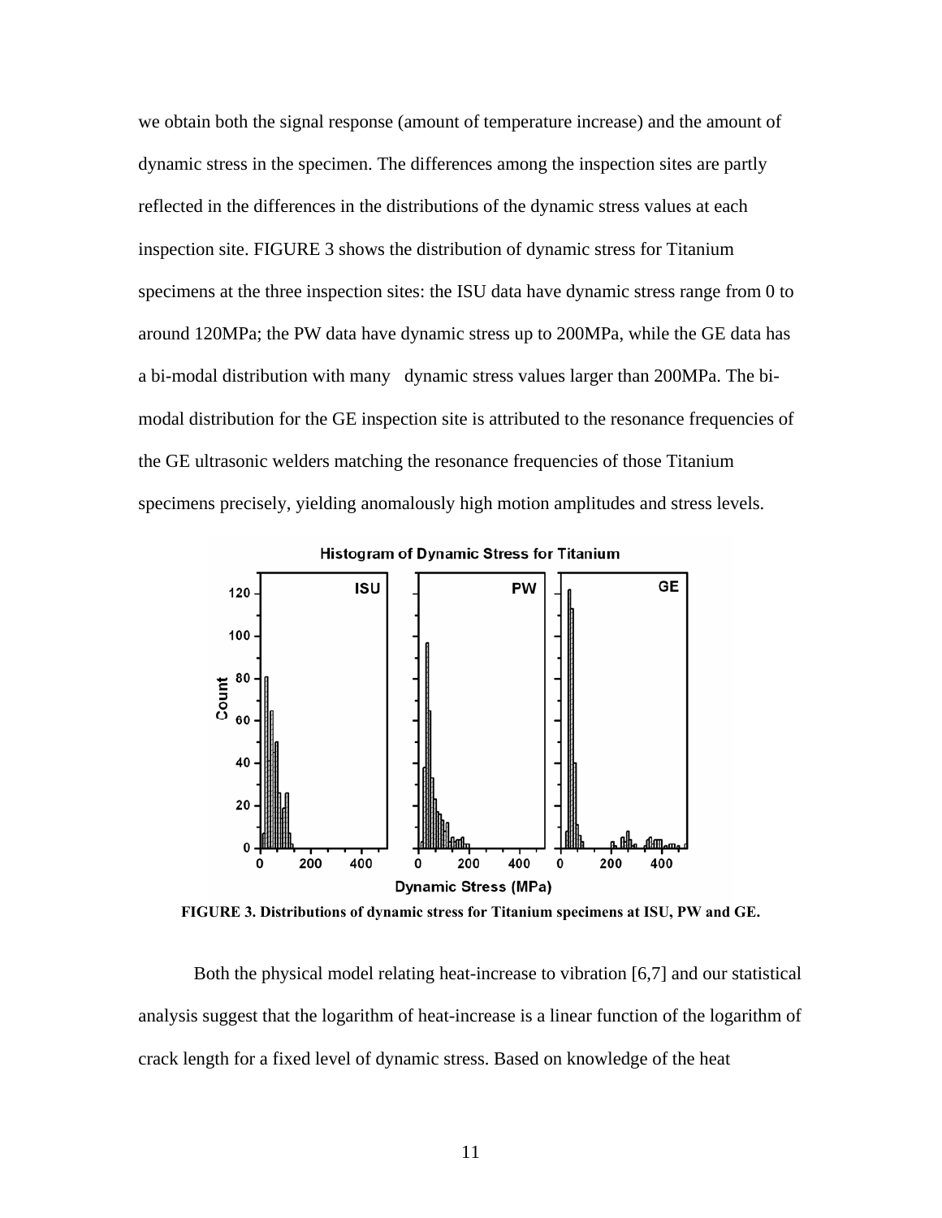we obtain both the signal response (amount of temperature increase) and the amount of dynamic stress in the specimen. The differences among the inspection sites are partly reflected in the differences in the distributions of the dynamic stress values at each inspection site. FIGURE 3 shows the distribution of dynamic stress for Titanium specimens at the three inspection sites: the ISU data have dynamic stress range from 0 to around 120MPa; the PW data have dynamic stress up to 200MPa, while the GE data has a bi-modal distribution with many dynamic stress values larger than 200MPa. The bi-modal distribution for the GE inspection site is attributed to the resonance frequencies of the GE ultrasonic welders matching the resonance frequencies of those Titanium specimens precisely, yielding anomalously high motion amplitudes and stress levels.

**FIGURE 3. Distributions of dynamic stress for Titanium specimens at ISU, PW and GE.**

Both the physical model relating heat-increase to vibration [6,7] and our statistical analysis suggest that the logarithm of heat-increase is a linear function of the logarithm of crack length for a fixed level of dynamic stress. Based on knowledge of the heat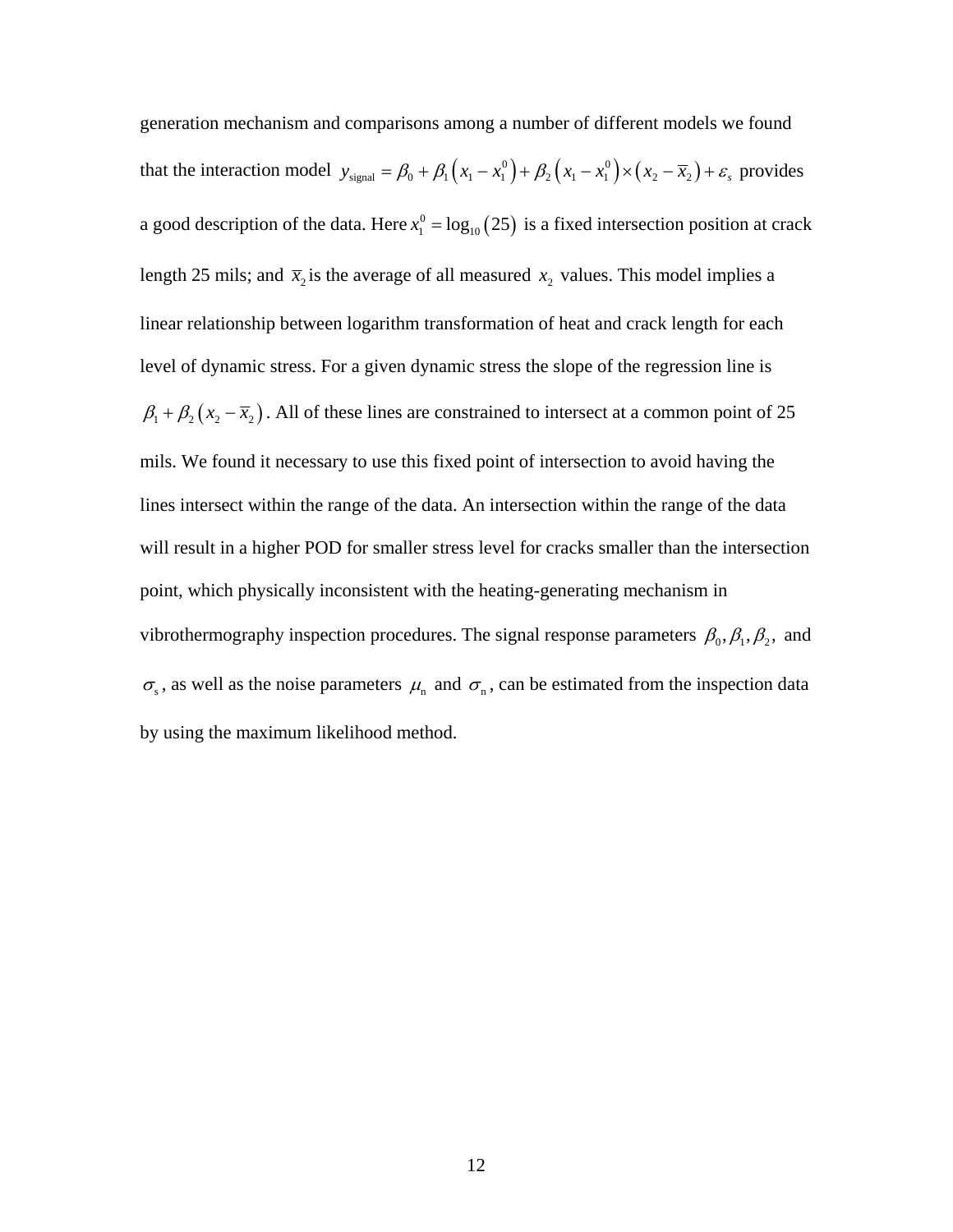generation mechanism and comparisons among a number of different models we found that the interaction model $y_{\text{signal}} = \beta_0 + \beta_1\left(x_1 - x_1^0\right) + \beta_2\left(x_1 - x_1^0\right) \times \left(x_2 - \overline{x}_2\right) + \varepsilon_{\text{s}}$ provides a good description of the data. Here $x_1^0 = \log_{10}\left(25\right)$ is a fixed intersection position at crack length 25 mils; and $\overline{x}_2$ is the average of all measured $x_2$ values. This model implies a linear relationship between logarithm transformation of heat and crack length for each level of dynamic stress. For a given dynamic stress the slope of the regression line is $\beta_1 + \beta_2\left(x_2 - \overline{x}_2\right)$. All of these lines are constrained to intersect at a common point of 25 mils. We found it necessary to use this fixed point of intersection to avoid having the lines intersect within the range of the data. An intersection within the range of the data will result in a higher POD for smaller stress level for cracks smaller than the intersection point, which physically inconsistent with the heating-generating mechanism in vibrothermography inspection procedures. The signal response parameters $\beta_0, \beta_1, \beta_2,$ and $\sigma_{\text{s}}$, as well as the noise parameters $\mu_{\text{n}}$ and $\sigma_{\text{n}}$, can be estimated from the inspection data by using the maximum likelihood method.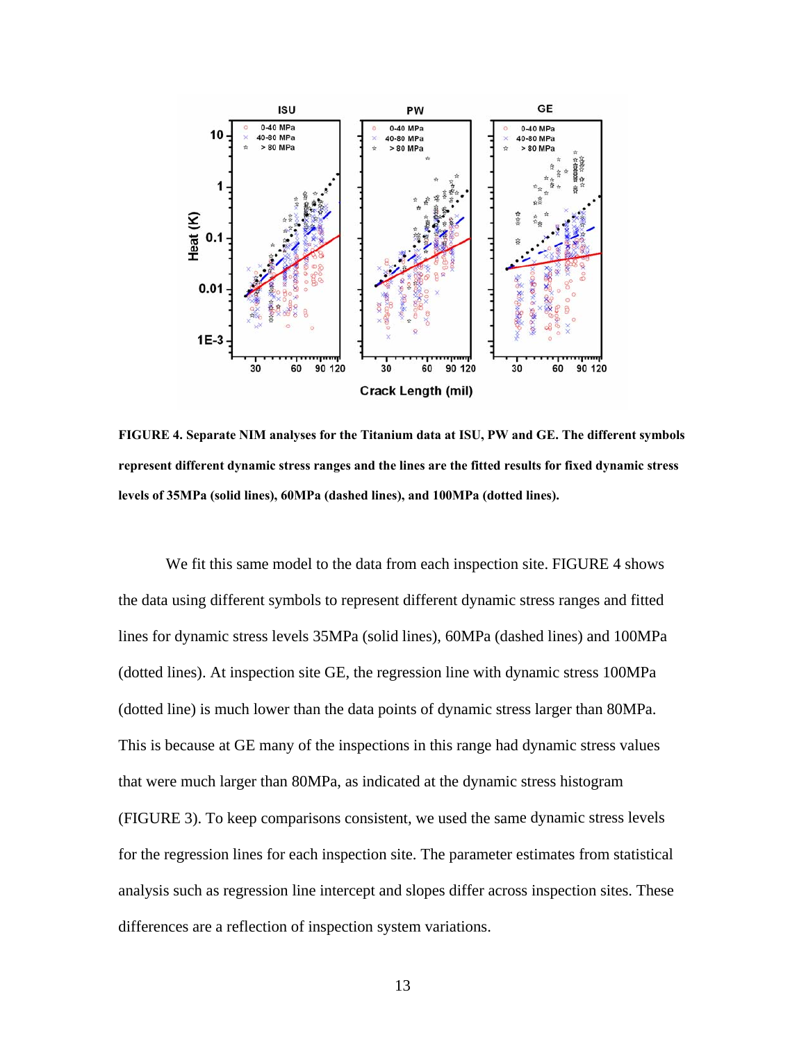FIGURE 4. Separate NIM analyses for the Titanium data at ISU, PW and GE. The different symbols represent different dynamic stress ranges and the lines are the fitted results for fixed dynamic stress levels of 35MPa (solid lines), 60MPa (dashed lines), and 100MPa (dotted lines).

We fit this same model to the data from each inspection site. FIGURE 4 shows the data using different symbols to represent different dynamic stress ranges and fitted lines for dynamic stress levels 35MPa (solid lines), 60MPa (dashed lines) and 100MPa (dotted lines). At inspection site GE, the regression line with dynamic stress 100MPa (dotted line) is much lower than the data points of dynamic stress larger than 80MPa. This is because at GE many of the inspections in this range had dynamic stress values that were much larger than 80MPa, as indicated at the dynamic stress histogram (FIGURE 3). To keep comparisons consistent, we used the same dynamic stress levels for the regression lines for each inspection site. The parameter estimates from statistical analysis such as regression line intercept and slopes differ across inspection sites. These differences are a reflection of inspection system variations.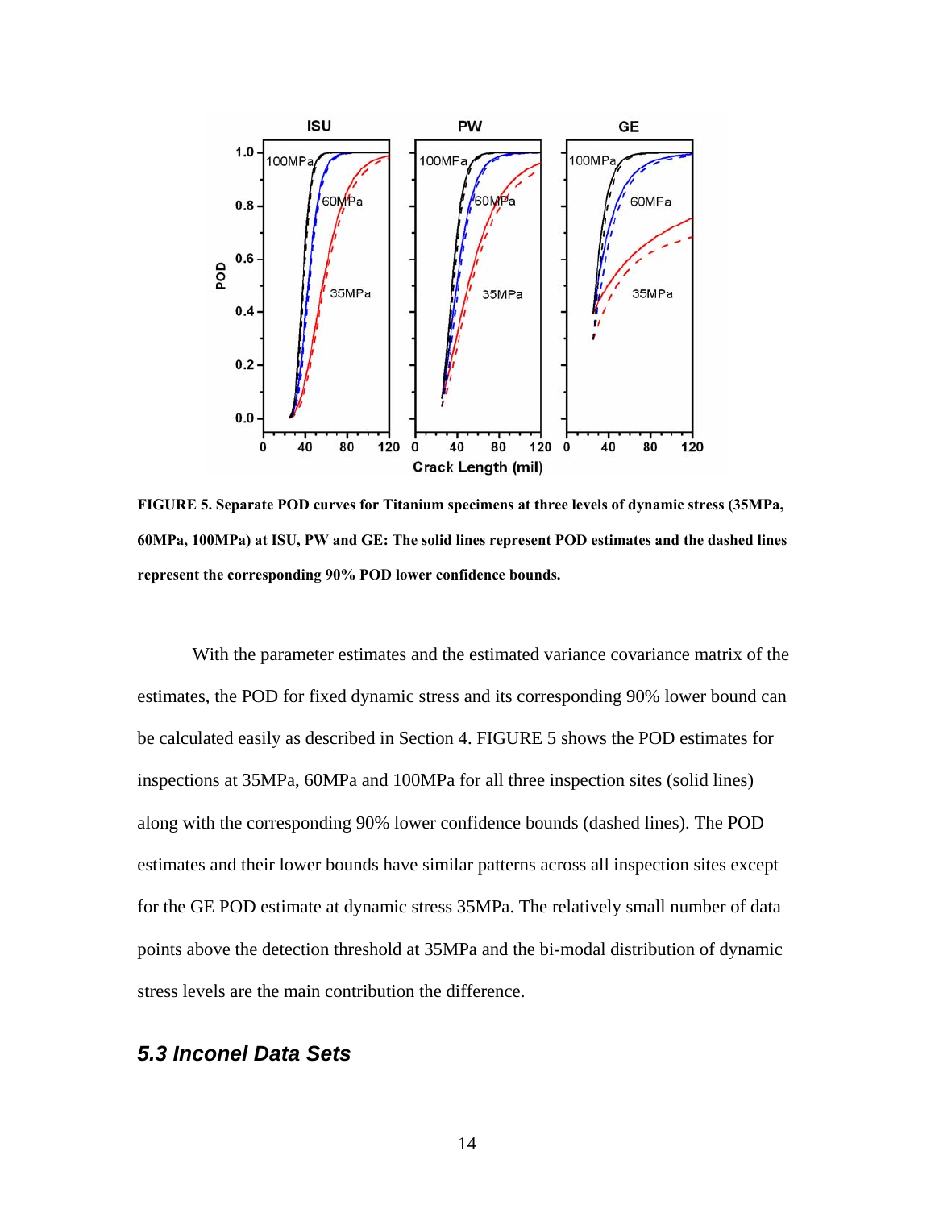FIGURE 5. Separate POD curves for Titanium specimens at three levels of dynamic stress (35MPa, 60MPa, 100MPa) at ISU, PW and GE: The solid lines represent POD estimates and the dashed lines represent the corresponding 90% POD lower confidence bounds.

With the parameter estimates and the estimated variance covariance matrix of the estimates, the POD for fixed dynamic stress and its corresponding 90% lower bound can be calculated easily as described in Section 4. FIGURE 5 shows the POD estimates for inspections at 35MPa, 60MPa and 100MPa for all three inspection sites (solid lines) along with the corresponding 90% lower confidence bounds (dashed lines). The POD estimates and their lower bounds have similar patterns across all inspection sites except for the GE POD estimate at dynamic stress 35MPa. The relatively small number of data points above the detection threshold at 35MPa and the bi-modal distribution of dynamic stress levels are the main contribution the difference.

### *5.3 Inconel Data Sets*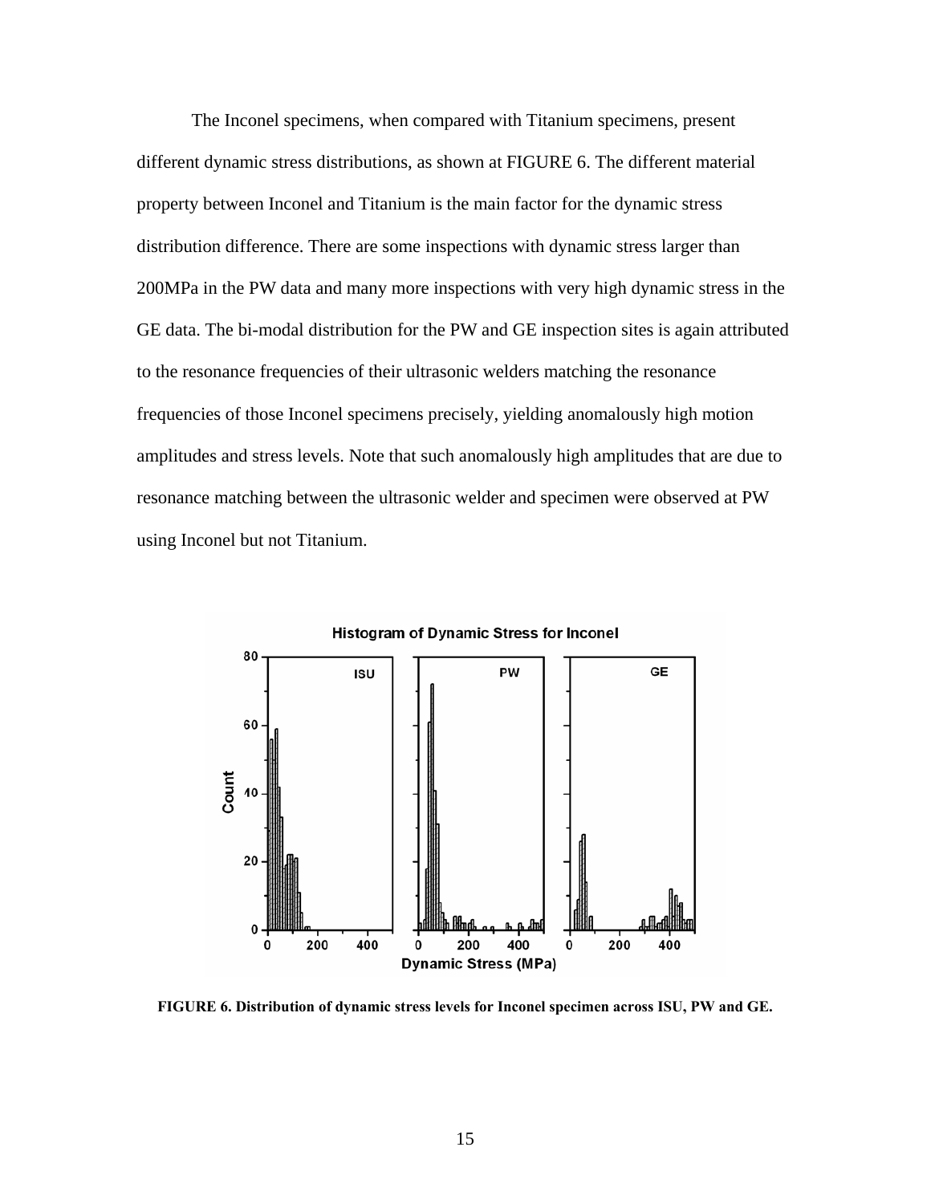The Inconel specimens, when compared with Titanium specimens, present different dynamic stress distributions, as shown at FIGURE 6. The different material property between Inconel and Titanium is the main factor for the dynamic stress distribution difference. There are some inspections with dynamic stress larger than 200MPa in the PW data and many more inspections with very high dynamic stress in the GE data. The bi-modal distribution for the PW and GE inspection sites is again attributed to the resonance frequencies of their ultrasonic welders matching the resonance frequencies of those Inconel specimens precisely, yielding anomalously high motion amplitudes and stress levels. Note that such anomalously high amplitudes that are due to resonance matching between the ultrasonic welder and specimen were observed at PW using Inconel but not Titanium.

**FIGURE 6. Distribution of dynamic stress levels for Inconel specimen across ISU, PW and GE.**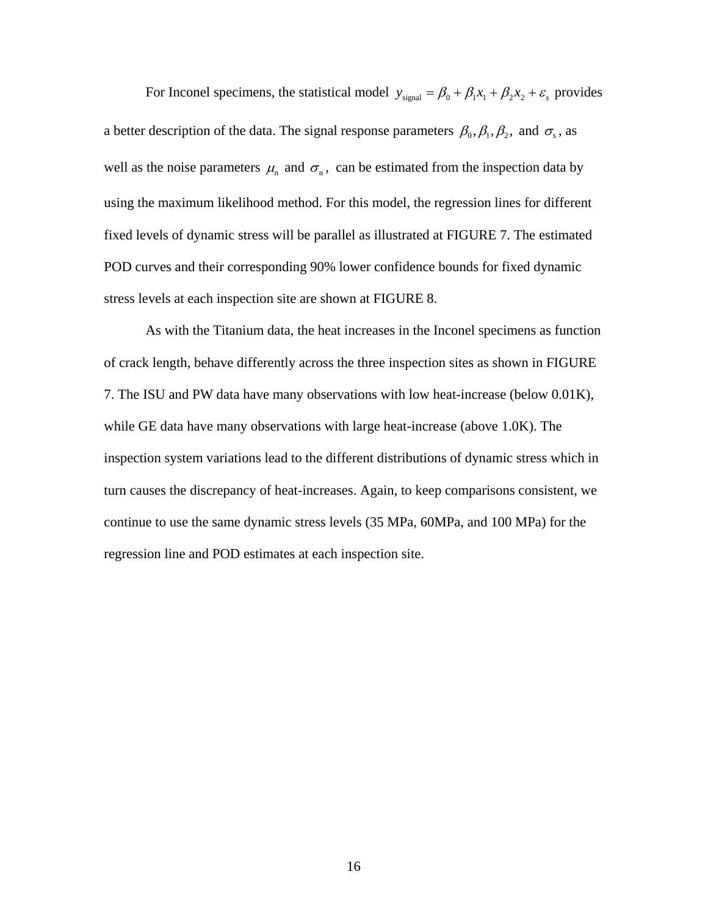For Inconel specimens, the statistical model $y_{\text{signal}} = \beta_0 + \beta_1 x_1 + \beta_2 x_2 + \varepsilon_s$ provides a better description of the data. The signal response parameters $\beta_0, \beta_1, \beta_2,$ and $\sigma_s$, as well as the noise parameters $\mu_n$ and $\sigma_n$, can be estimated from the inspection data by using the maximum likelihood method. For this model, the regression lines for different fixed levels of dynamic stress will be parallel as illustrated at FIGURE 7. The estimated POD curves and their corresponding 90% lower confidence bounds for fixed dynamic stress levels at each inspection site are shown at FIGURE 8.

As with the Titanium data, the heat increases in the Inconel specimens as function of crack length, behave differently across the three inspection sites as shown in FIGURE 7. The ISU and PW data have many observations with low heat-increase (below 0.01K), while GE data have many observations with large heat-increase (above 1.0K). The inspection system variations lead to the different distributions of dynamic stress which in turn causes the discrepancy of heat-increases. Again, to keep comparisons consistent, we continue to use the same dynamic stress levels (35 MPa, 60MPa, and 100 MPa) for the regression line and POD estimates at each inspection site.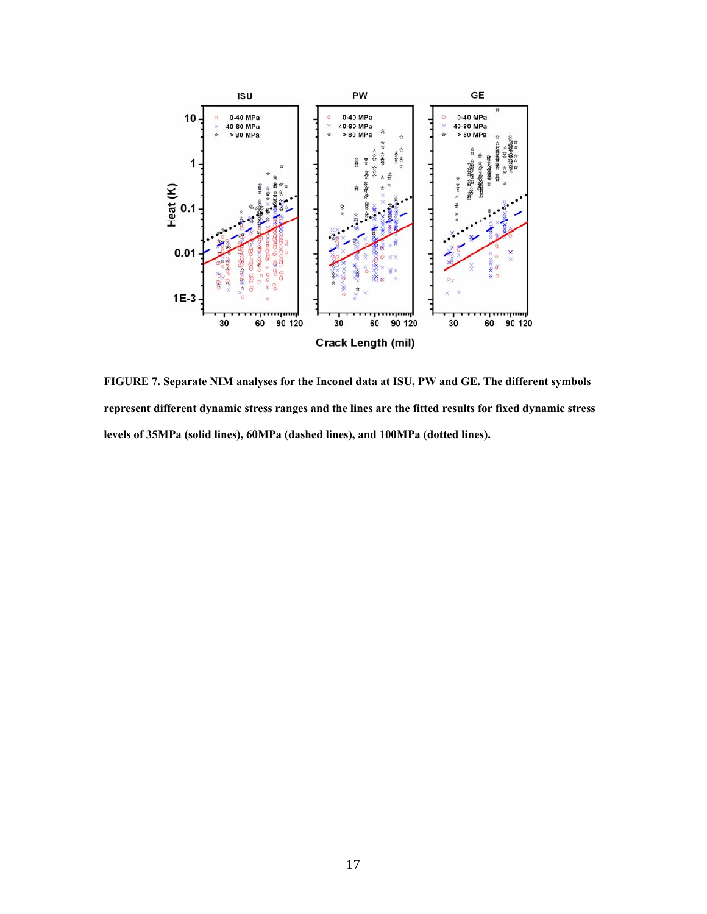**FIGURE 7. Separate NIM analyses for the Inconel data at ISU, PW and GE. The different symbols represent different dynamic stress ranges and the lines are the fitted results for fixed dynamic stress levels of 35MPa (solid lines), 60MPa (dashed lines), and 100MPa (dotted lines).**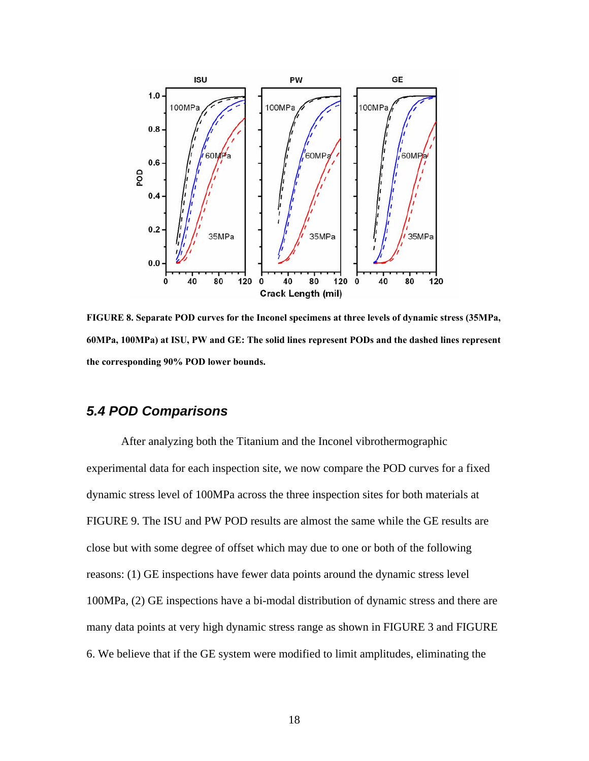**FIGURE 8. Separate POD curves for the Inconel specimens at three levels of dynamic stress (35MPa, 60MPa, 100MPa) at ISU, PW and GE: The solid lines represent PODs and the dashed lines represent the corresponding 90% POD lower bounds.**

### *5.4 POD Comparisons*

After analyzing both the Titanium and the Inconel vibrothermographic experimental data for each inspection site, we now compare the POD curves for a fixed dynamic stress level of 100MPa across the three inspection sites for both materials at FIGURE 9. The ISU and PW POD results are almost the same while the GE results are close but with some degree of offset which may due to one or both of the following reasons: (1) GE inspections have fewer data points around the dynamic stress level 100MPa, (2) GE inspections have a bi-modal distribution of dynamic stress and there are many data points at very high dynamic stress range as shown in FIGURE 3 and FIGURE 6. We believe that if the GE system were modified to limit amplitudes, eliminating the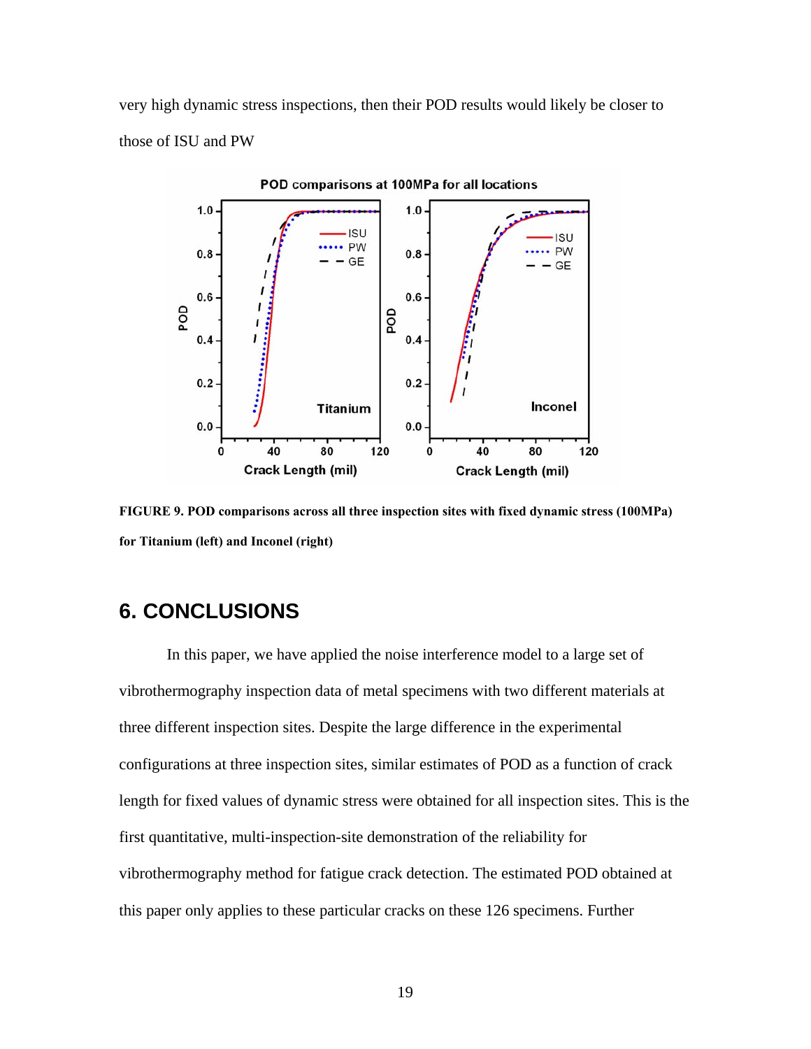very high dynamic stress inspections, then their POD results would likely be closer to those of ISU and PW

**FIGURE 9. POD comparisons across all three inspection sites with fixed dynamic stress (100MPa) for Titanium (left) and Inconel (right)**

## 6. CONCLUSIONS

In this paper, we have applied the noise interference model to a large set of vibrothermography inspection data of metal specimens with two different materials at three different inspection sites. Despite the large difference in the experimental configurations at three inspection sites, similar estimates of POD as a function of crack length for fixed values of dynamic stress were obtained for all inspection sites. This is the first quantitative, multi-inspection-site demonstration of the reliability for vibrothermography method for fatigue crack detection. The estimated POD obtained at this paper only applies to these particular cracks on these 126 specimens. Further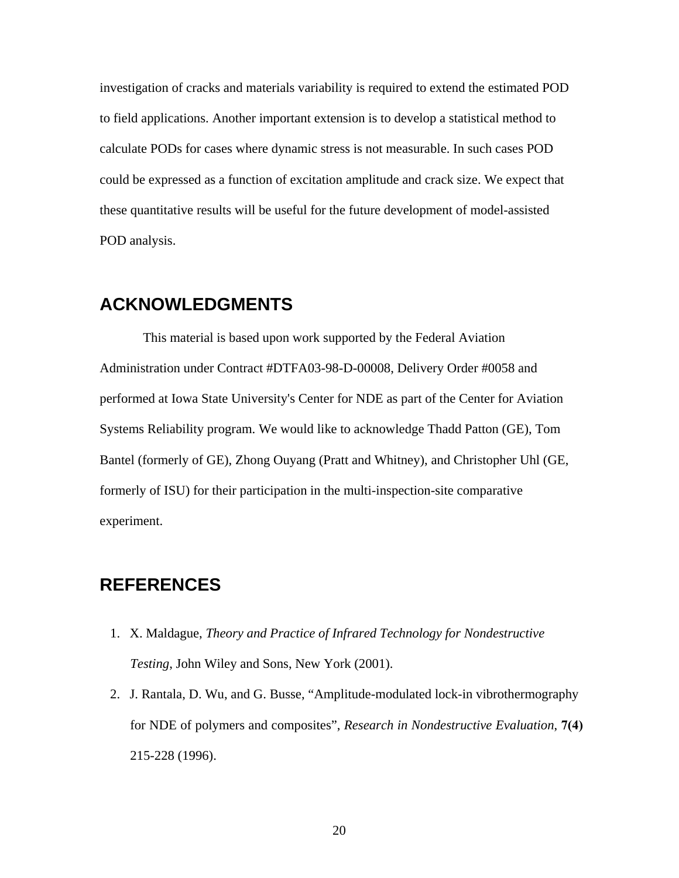investigation of cracks and materials variability is required to extend the estimated POD to field applications. Another important extension is to develop a statistical method to calculate PODs for cases where dynamic stress is not measurable. In such cases POD could be expressed as a function of excitation amplitude and crack size. We expect that these quantitative results will be useful for the future development of model-assisted POD analysis.

## ACKNOWLEDGMENTS

This material is based upon work supported by the Federal Aviation Administration under Contract #DTFA03-98-D-00008, Delivery Order #0058 and performed at Iowa State University's Center for NDE as part of the Center for Aviation Systems Reliability program. We would like to acknowledge Thadd Patton (GE), Tom Bantel (formerly of GE), Zhong Ouyang (Pratt and Whitney), and Christopher Uhl (GE, formerly of ISU) for their participation in the multi-inspection-site comparative experiment.

## REFERENCES

1. X. Maldague, *Theory and Practice of Infrared Technology for Nondestructive Testing*, John Wiley and Sons, New York (2001).
2. J. Rantala, D. Wu, and G. Busse, "Amplitude-modulated lock-in vibrothermography for NDE of polymers and composites", *Research in Nondestructive Evaluation*, **7(4)** 215-228 (1996).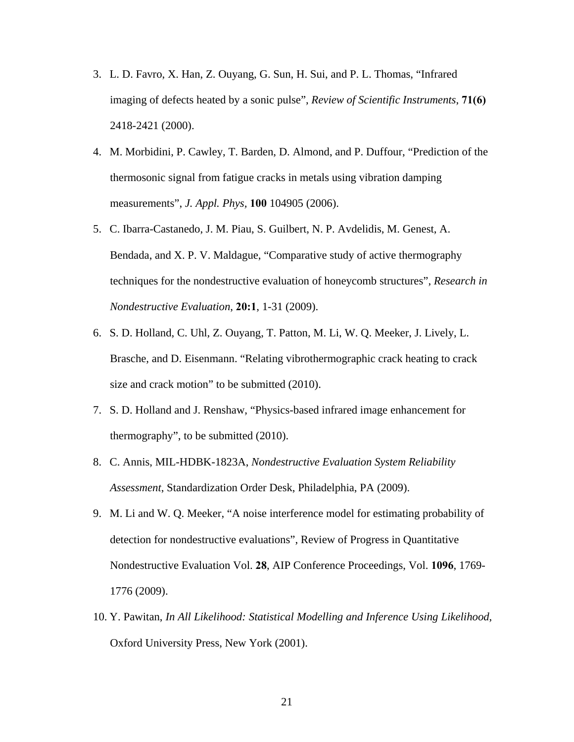3. L. D. Favro, X. Han, Z. Ouyang, G. Sun, H. Sui, and P. L. Thomas, “Infrared imaging of defects heated by a sonic pulse”, *Review of Scientific Instruments*, **71(6)** 2418-2421 (2000).

4. M. Morbidini, P. Cawley, T. Barden, D. Almond, and P. Duffour, “Prediction of the thermosonic signal from fatigue cracks in metals using vibration damping measurements”, *J. Appl. Phys,* **100** 104905 (2006).

5. C. Ibarra-Castanedo, J. M. Piau, S. Guilbert, N. P. Avdelidis, M. Genest, A. Bendada, and X. P. V. Maldague, “Comparative study of active thermography techniques for the nondestructive evaluation of honeycomb structures”, *Research in Nondestructive Evaluation*, **20:1**, 1-31 (2009).

6. S. D. Holland, C. Uhl, Z. Ouyang, T. Patton, M. Li, W. Q. Meeker, J. Lively, L. Brasche, and D. Eisenmann. “Relating vibrothermographic crack heating to crack size and crack motion” to be submitted (2010).

7. S. D. Holland and J. Renshaw, “Physics-based infrared image enhancement for thermography”, to be submitted (2010).

8. C. Annis, MIL-HDBK-1823A, *Nondestructive Evaluation System Reliability Assessment*, Standardization Order Desk, Philadelphia, PA (2009).

9. M. Li and W. Q. Meeker, “A noise interference model for estimating probability of detection for nondestructive evaluations”, Review of Progress in Quantitative Nondestructive Evaluation Vol. **28**, AIP Conference Proceedings, Vol. **1096**, 1769-1776 (2009).

10. Y. Pawitan, *In All Likelihood: Statistical Modelling and Inference Using Likelihood*, Oxford University Press, New York (2001).